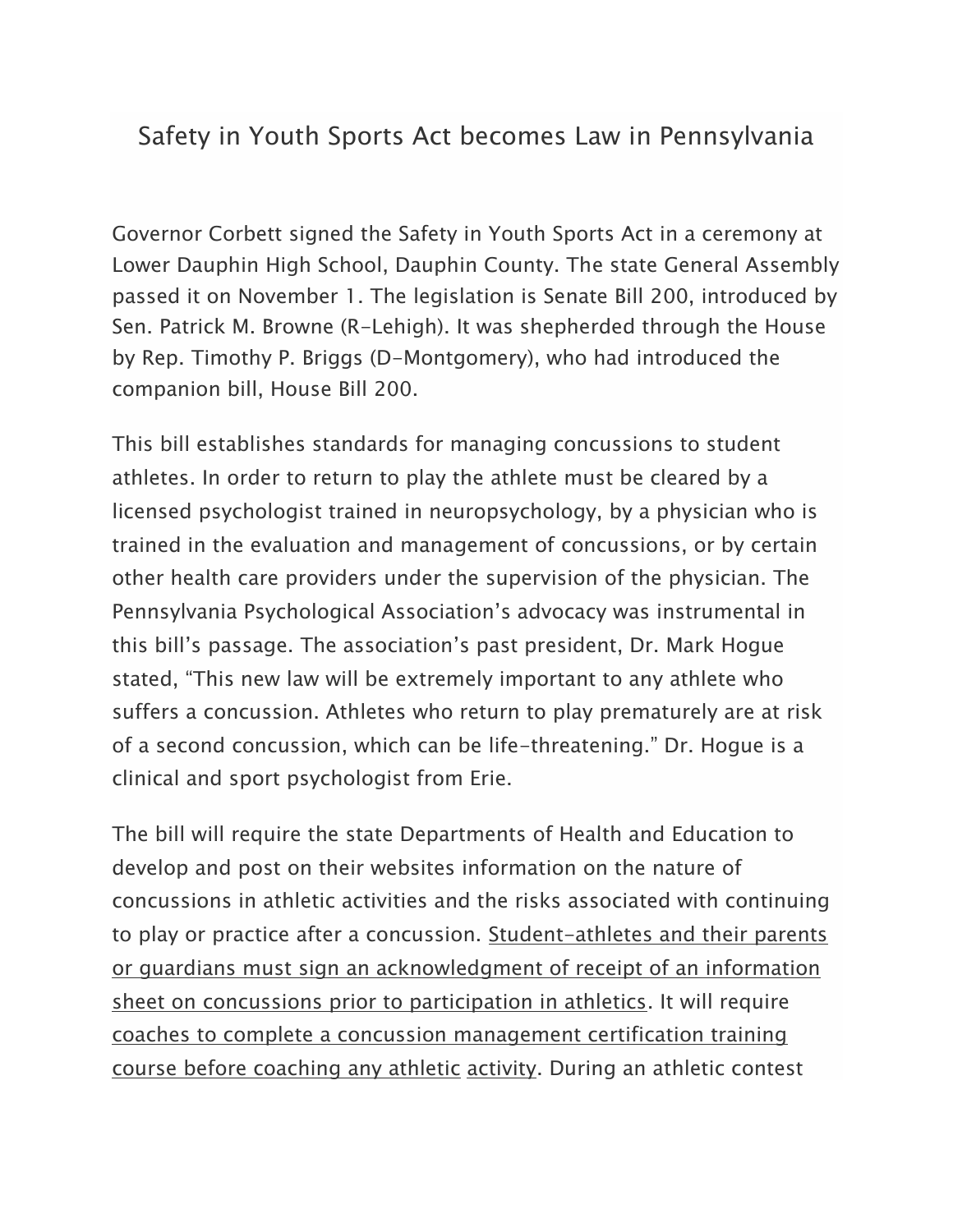# Safety in Youth Sports Act becomes Law in Pennsylvania

Governor Corbett signed the Safety in Youth Sports Act in a ceremony at Lower Dauphin High School, Dauphin County. The state General Assembly passed it on November 1. The legislation is Senate Bill 200, introduced by Sen. Patrick M. Browne (R-Lehigh). It was shepherded through the House by Rep. Timothy P. Briggs (D-Montgomery), who had introduced the companion bill, House Bill 200.

This bill establishes standards for managing concussions to student athletes. In order to return to play the athlete must be cleared by a licensed psychologist trained in neuropsychology, by a physician who is trained in the evaluation and management of concussions, or by certain other health care providers under the supervision of the physician. The Pennsylvania Psychological Association's advocacy was instrumental in this bill's passage. The association's past president, Dr. Mark Hogue stated, "This new law will be extremely important to any athlete who suffers a concussion. Athletes who return to play prematurely are at risk of a second concussion, which can be life-threatening." Dr. Hogue is a clinical and sport psychologist from Erie.

The bill will require the state Departments of Health and Education to develop and post on their websites information on the nature of concussions in athletic activities and the risks associated with continuing to play or practice after a concussion. Student-athletes and their parents or guardians must sign an acknowledgment of receipt of an information sheet on concussions prior to participation in athletics. It will require coaches to complete a concussion management certification training course before coaching any athletic activity. During an athletic contest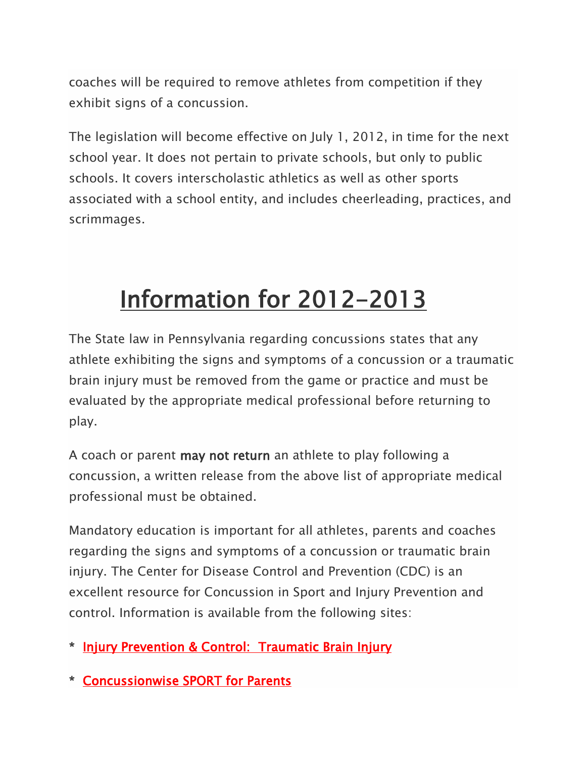coaches will be required to remove athletes from competition if they exhibit signs of a concussion.

The legislation will become effective on July 1, 2012, in time for the next school year. It does not pertain to private schools, but only to public schools. It covers interscholastic athletics as well as other sports associated with a school entity, and includes cheerleading, practices, and scrimmages.

# Information for 2012-2013

The State law in Pennsylvania regarding concussions states that any athlete exhibiting the signs and symptoms of a concussion or a traumatic brain injury must be removed from the game or practice and must be evaluated by the appropriate medical professional before returning to play.

A coach or parent **may not return** an athlete to play following a concussion, a written release from the above list of appropriate medical professional must be obtained.

Mandatory education is important for all athletes, parents and coaches regarding the signs and symptoms of a concussion or traumatic brain injury. The Center for Disease Control and Prevention (CDC) is an excellent resource for Concussion in Sport and Injury Prevention and control. Information is available from the following sites:

* Injury Prevention & Control: Traumatic Brain Injury
* Concussionwise SPORT for Parents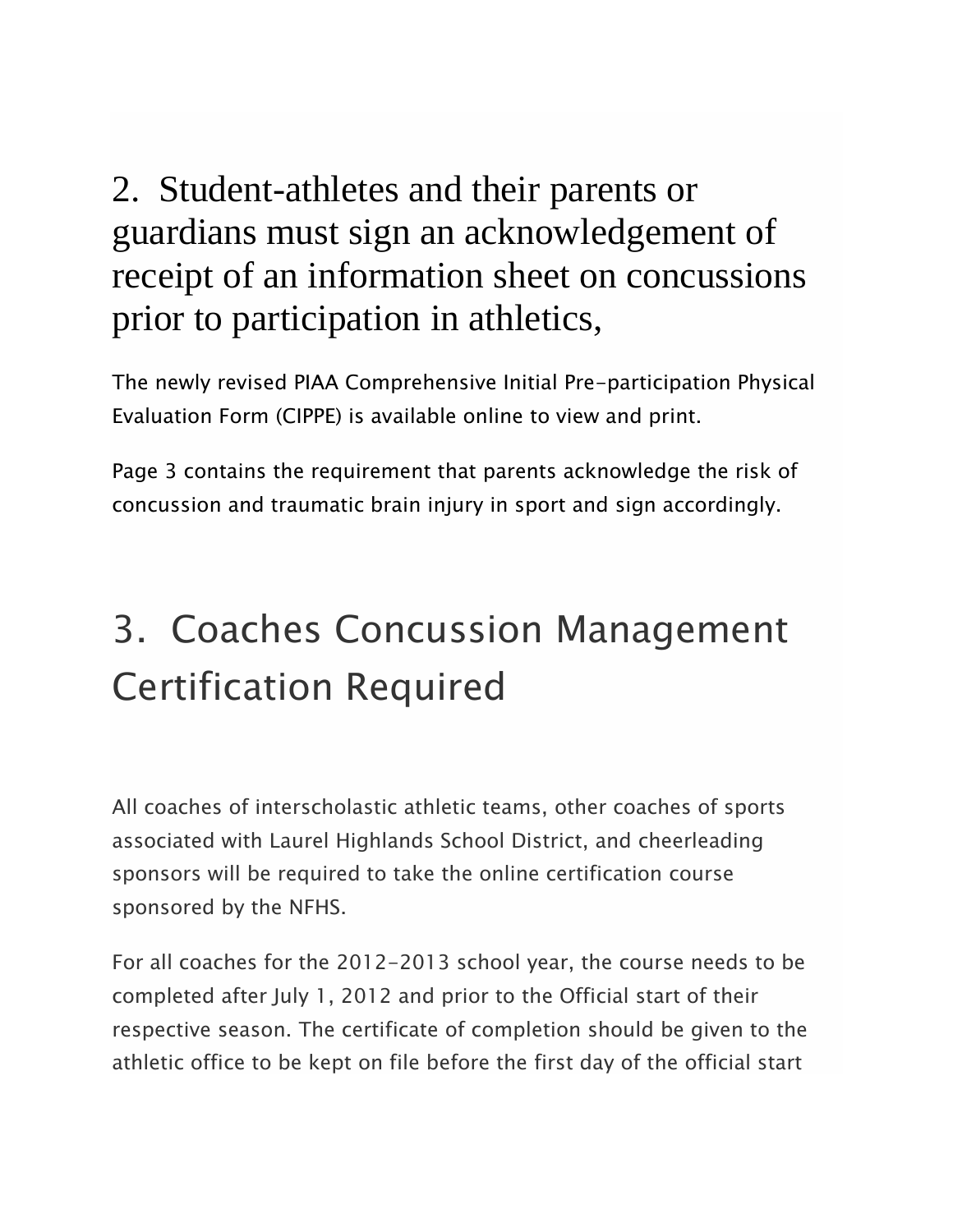## 2. Student-athletes and their parents or guardians must sign an acknowledgement of receipt of an information sheet on concussions prior to participation in athletics,

The newly revised PIAA Comprehensive Initial Pre-participation Physical Evaluation Form (CIPPE) is available online to view and print.

Page 3 contains the requirement that parents acknowledge the risk of concussion and traumatic brain injury in sport and sign accordingly.

## 3. Coaches Concussion Management Certification Required

All coaches of interscholastic athletic teams, other coaches of sports associated with Laurel Highlands School District, and cheerleading sponsors will be required to take the online certification course sponsored by the NFHS.

For all coaches for the 2012-2013 school year, the course needs to be completed after July 1, 2012 and prior to the Official start of their respective season. The certificate of completion should be given to the athletic office to be kept on file before the first day of the official start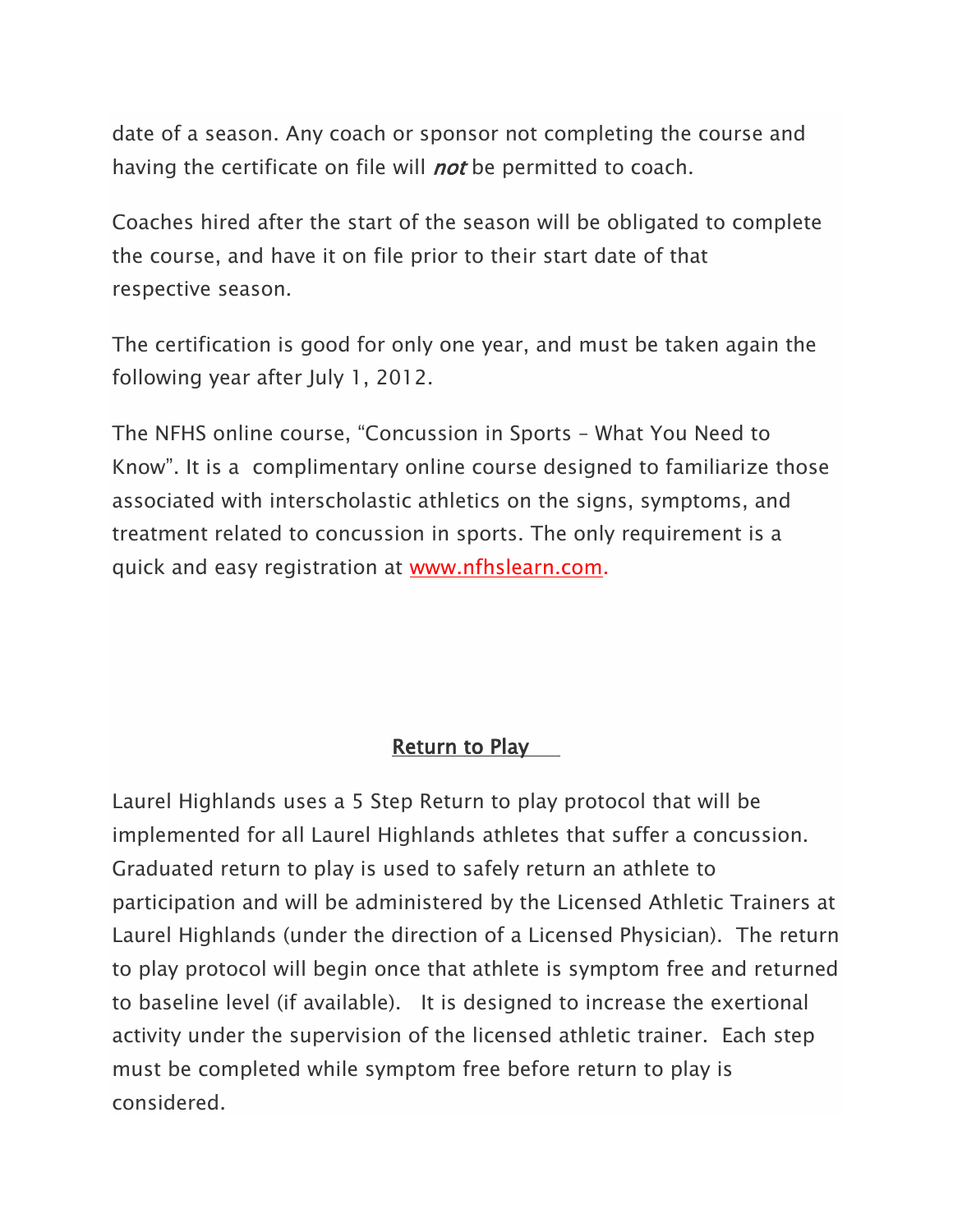date of a season. Any coach or sponsor not completing the course and having the certificate on file will *not* be permitted to coach.

Coaches hired after the start of the season will be obligated to complete the course, and have it on file prior to their start date of that respective season.

The certification is good for only one year, and must be taken again the following year after July 1, 2012.

The NFHS online course, "Concussion in Sports – What You Need to Know". It is a complimentary online course designed to familiarize those associated with interscholastic athletics on the signs, symptoms, and treatment related to concussion in sports. The only requirement is a quick and easy registration at www.nfhslearn.com.

## Return to Play

Laurel Highlands uses a 5 Step Return to play protocol that will be implemented for all Laurel Highlands athletes that suffer a concussion. Graduated return to play is used to safely return an athlete to participation and will be administered by the Licensed Athletic Trainers at Laurel Highlands (under the direction of a Licensed Physician). The return to play protocol will begin once that athlete is symptom free and returned to baseline level (if available). It is designed to increase the exertional activity under the supervision of the licensed athletic trainer. Each step must be completed while symptom free before return to play is considered.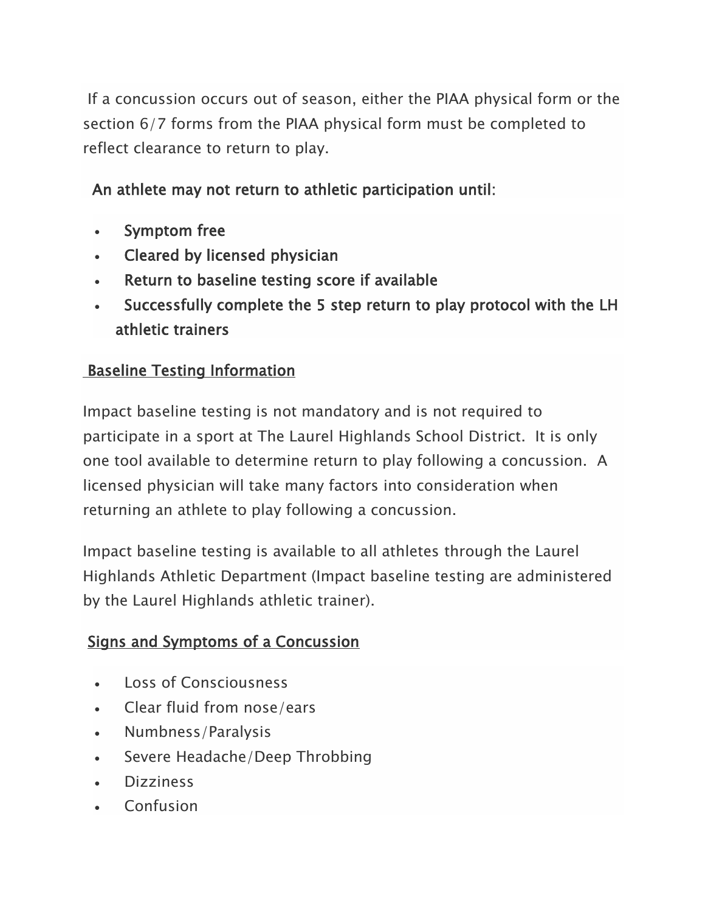If a concussion occurs out of season, either the PIAA physical form or the section 6/7 forms from the PIAA physical form must be completed to reflect clearance to return to play.

**An athlete may not return to athletic participation until:**

- **Symptom free**
- **Cleared by licensed physician**
- **Return to baseline testing score if available**
- **Successfully complete the 5 step return to play protocol with the LH athletic trainers**

## Baseline Testing Information

Impact baseline testing is not mandatory and is not required to participate in a sport at The Laurel Highlands School District. It is only one tool available to determine return to play following a concussion. A licensed physician will take many factors into consideration when returning an athlete to play following a concussion.

Impact baseline testing is available to all athletes through the Laurel Highlands Athletic Department (Impact baseline testing are administered by the Laurel Highlands athletic trainer).

## Signs and Symptoms of a Concussion

- Loss of Consciousness
- Clear fluid from nose/ears
- Numbness/Paralysis
- Severe Headache/Deep Throbbing
- Dizziness
- Confusion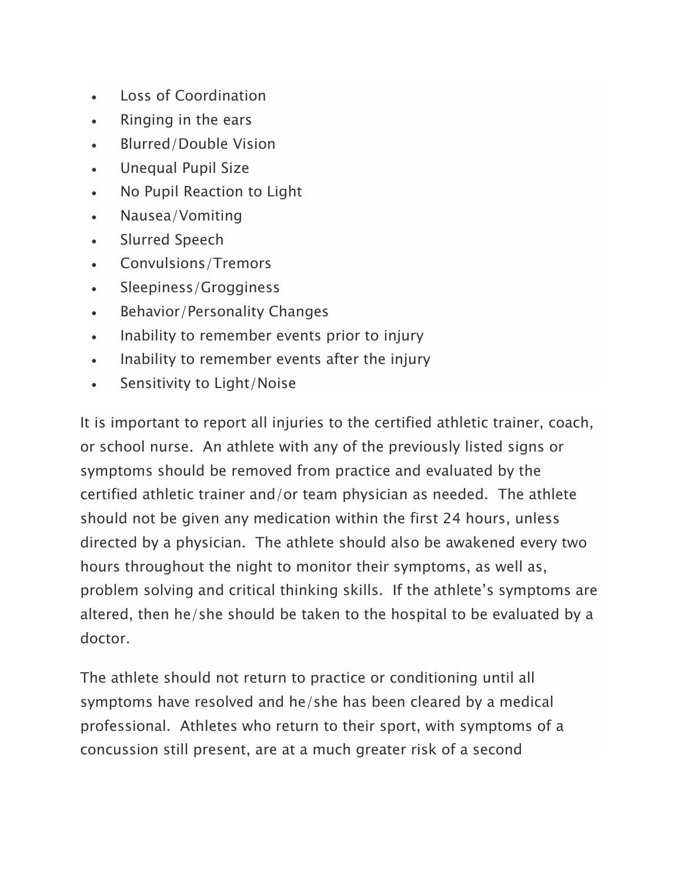- Loss of Coordination
- Ringing in the ears
- Blurred/Double Vision
- Unequal Pupil Size
- No Pupil Reaction to Light
- Nausea/Vomiting
- Slurred Speech
- Convulsions/Tremors
- Sleepiness/Grogginess
- Behavior/Personality Changes
- Inability to remember events prior to injury
- Inability to remember events after the injury
- Sensitivity to Light/Noise

It is important to report all injuries to the certified athletic trainer, coach, or school nurse. An athlete with any of the previously listed signs or symptoms should be removed from practice and evaluated by the certified athletic trainer and/or team physician as needed. The athlete should not be given any medication within the first 24 hours, unless directed by a physician. The athlete should also be awakened every two hours throughout the night to monitor their symptoms, as well as, problem solving and critical thinking skills. If the athlete's symptoms are altered, then he/she should be taken to the hospital to be evaluated by a doctor.

The athlete should not return to practice or conditioning until all symptoms have resolved and he/she has been cleared by a medical professional. Athletes who return to their sport, with symptoms of a concussion still present, are at a much greater risk of a second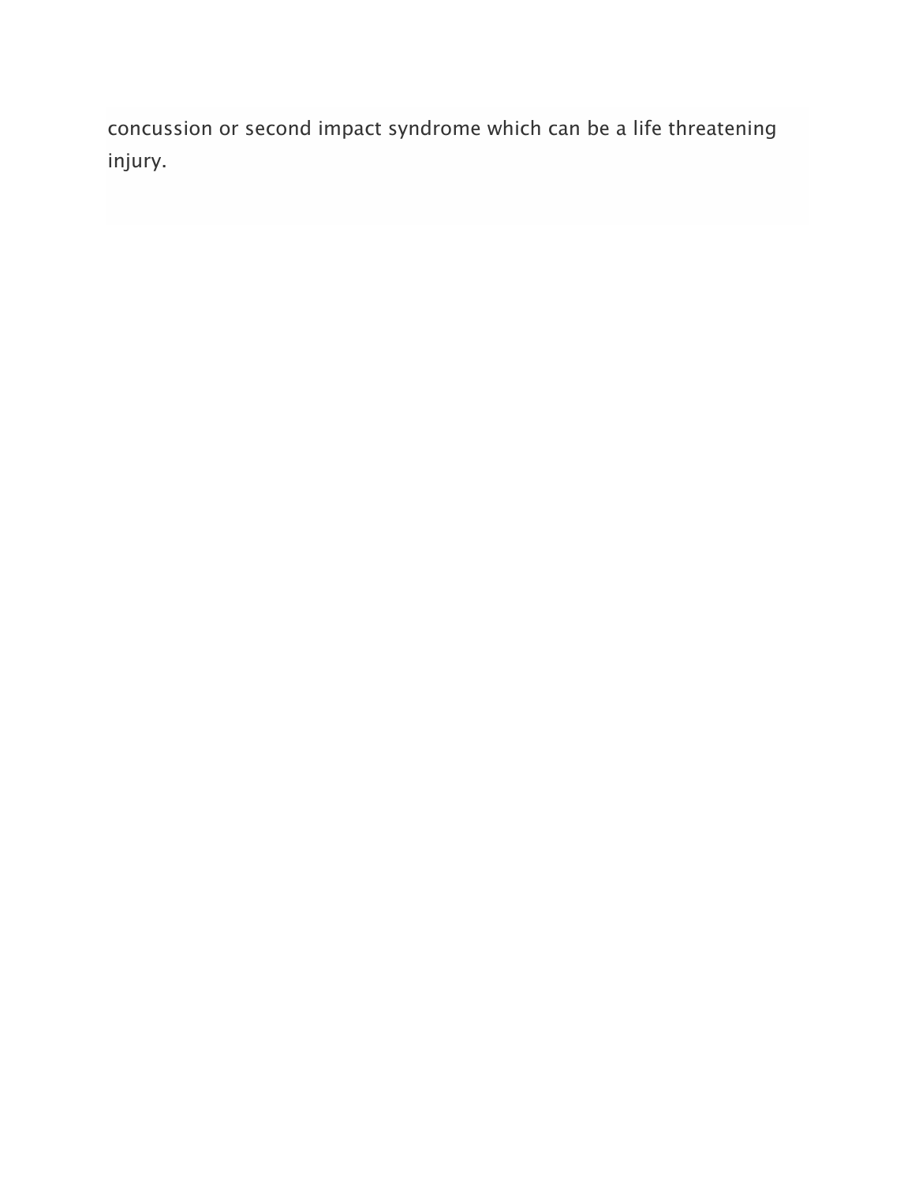concussion or second impact syndrome which can be a life threatening injury.